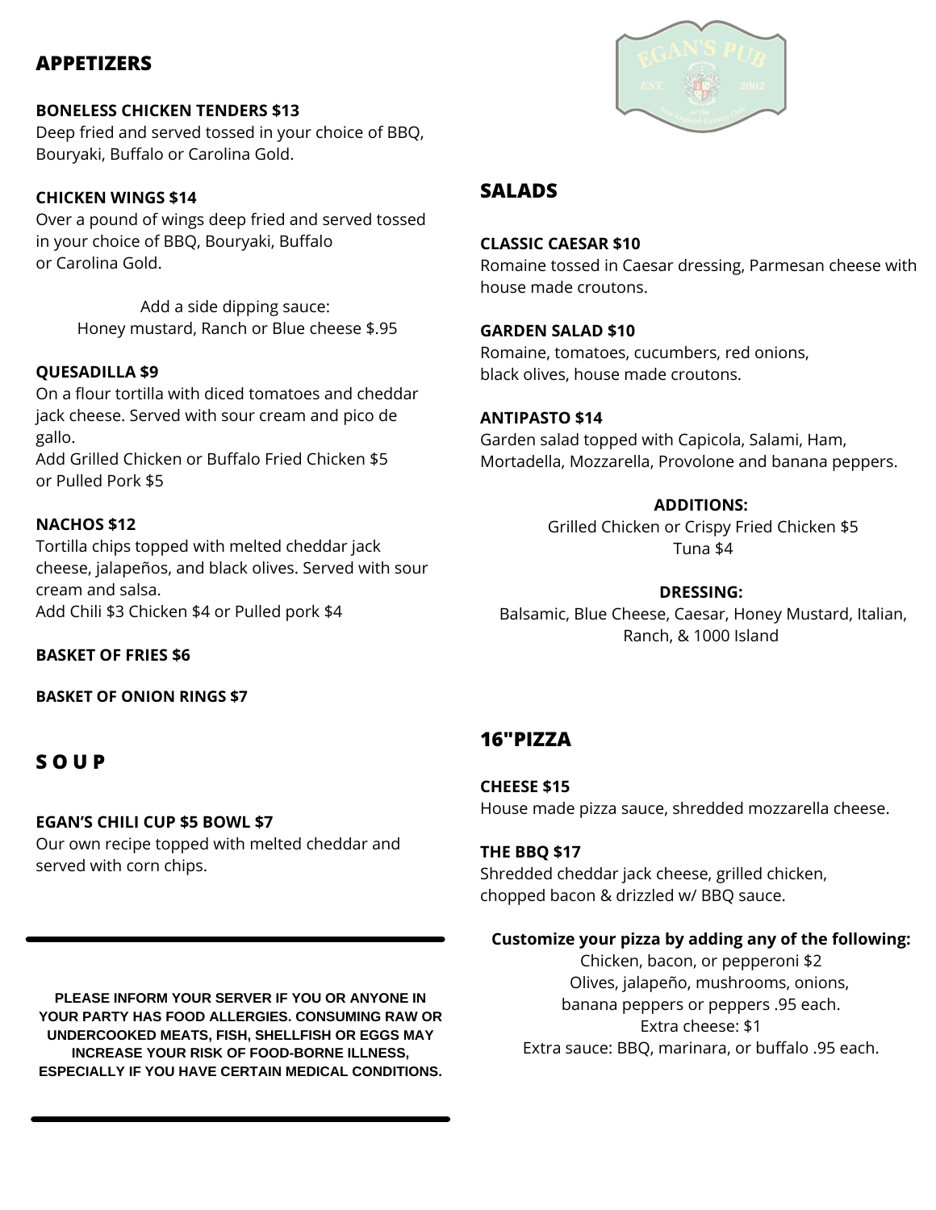## APPETIZERS

**BONELESS CHICKEN TENDERS $13**
Deep fried and served tossed in your choice of BBQ, Bouryaki, Buffalo or Carolina Gold.

**CHICKEN WINGS $14**
Over a pound of wings deep fried and served tossed in your choice of BBQ, Bouryaki, Buffalo or Carolina Gold.

Add a side dipping sauce:
Honey mustard, Ranch or Blue cheese $.95

**QUESADILLA $9**
On a flour tortilla with diced tomatoes and cheddar jack cheese. Served with sour cream and pico de gallo.
Add Grilled Chicken or Buffalo Fried Chicken $5 or Pulled Pork $5

**NACHOS $12**
Tortilla chips topped with melted cheddar jack cheese, jalapeños, and black olives. Served with sour cream and salsa.
Add Chili $3 Chicken $4 or Pulled pork $4

**BASKET OF FRIES $6**

**BASKET OF ONION RINGS $7**

## S O U P

**EGAN'S CHILI CUP $5 BOWL $7**
Our own recipe topped with melted cheddar and served with corn chips.

---

**PLEASE INFORM YOUR SERVER IF YOU OR ANYONE IN YOUR PARTY HAS FOOD ALLERGIES. CONSUMING RAW OR UNDERCOOKED MEATS, FISH, SHELLFISH OR EGGS MAY INCREASE YOUR RISK OF FOOD-BORNE ILLNESS, ESPECIALLY IF YOU HAVE CERTAIN MEDICAL CONDITIONS.**

---

## SALADS

**CLASSIC CAESAR $10**
Romaine tossed in Caesar dressing, Parmesan cheese with house made croutons.

**GARDEN SALAD $10**
Romaine, tomatoes, cucumbers, red onions, black olives, house made croutons.

**ANTIPASTO $14**
Garden salad topped with Capicola, Salami, Ham, Mortadella, Mozzarella, Provolone and banana peppers.

**ADDITIONS:**
Grilled Chicken or Crispy Fried Chicken $5
Tuna $4

**DRESSING:**
Balsamic, Blue Cheese, Caesar, Honey Mustard, Italian, Ranch, & 1000 Island

## 16"PIZZA

**CHEESE $15**
House made pizza sauce, shredded mozzarella cheese.

**THE BBQ $17**
Shredded cheddar jack cheese, grilled chicken, chopped bacon & drizzled w/ BBQ sauce.

**Customize your pizza by adding any of the following:**
Chicken, bacon, or pepperoni $2
Olives, jalapeño, mushrooms, onions, banana peppers or peppers .95 each.
Extra cheese: $1
Extra sauce: BBQ, marinara, or buffalo .95 each.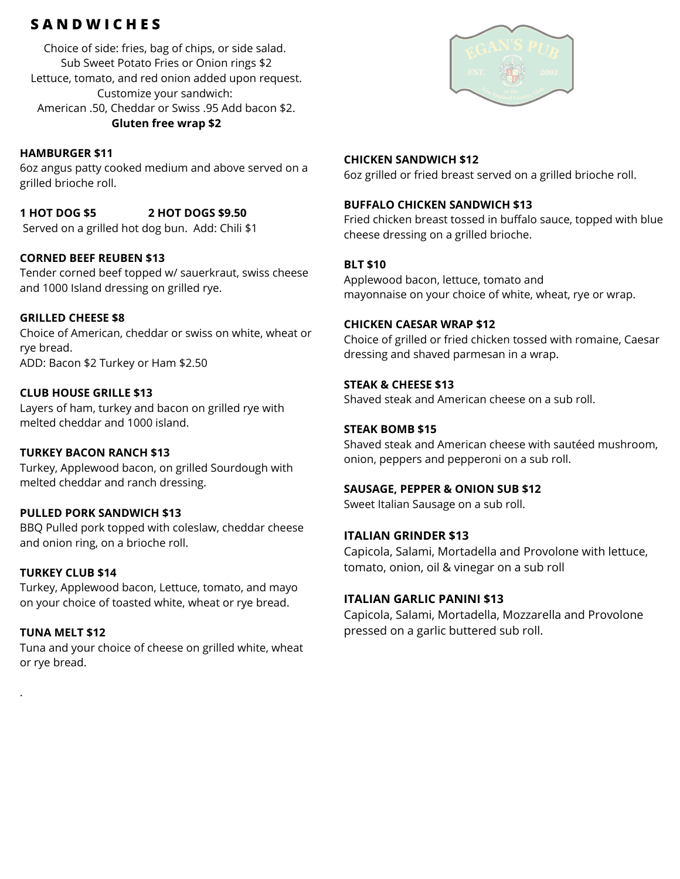## SANDWICHES

Choice of side: fries, bag of chips, or side salad.
Sub Sweet Potato Fries or Onion rings $2
Lettuce, tomato, and red onion added upon request.
Customize your sandwich:
American .50, Cheddar or Swiss .95 Add bacon $2.
**Gluten free wrap $2**

EGAN'S PUB EST. 2002 at the New England Country Club

**HAMBURGER $11**
6oz angus patty cooked medium and above served on a grilled brioche roll.

**1 HOT DOG $5** **2 HOT DOGS $9.50**
Served on a grilled hot dog bun. Add: Chili $1

**CORNED BEEF REUBEN $13**
Tender corned beef topped w/ sauerkraut, swiss cheese and 1000 Island dressing on grilled rye.

**GRILLED CHEESE $8**
Choice of American, cheddar or swiss on white, wheat or rye bread.
ADD: Bacon $2 Turkey or Ham $2.50

**CLUB HOUSE GRILLE $13**
Layers of ham, turkey and bacon on grilled rye with melted cheddar and 1000 island.

**TURKEY BACON RANCH $13**
Turkey, Applewood bacon, on grilled Sourdough with melted cheddar and ranch dressing.

**PULLED PORK SANDWICH $13**
BBQ Pulled pork topped with coleslaw, cheddar cheese and onion ring, on a brioche roll.

**TURKEY CLUB $14**
Turkey, Applewood bacon, Lettuce, tomato, and mayo on your choice of toasted white, wheat or rye bread.

**TUNA MELT $12**
Tuna and your choice of cheese on grilled white, wheat or rye bread.

.

**CHICKEN SANDWICH $12**
6oz grilled or fried breast served on a grilled brioche roll.

**BUFFALO CHICKEN SANDWICH $13**
Fried chicken breast tossed in buffalo sauce, topped with blue cheese dressing on a grilled brioche.

**BLT $10**
Applewood bacon, lettuce, tomato and mayonnaise on your choice of white, wheat, rye or wrap.

**CHICKEN CAESAR WRAP $12**
Choice of grilled or fried chicken tossed with romaine, Caesar dressing and shaved parmesan in a wrap.

**STEAK & CHEESE $13**
Shaved steak and American cheese on a sub roll.

**STEAK BOMB $15**
Shaved steak and American cheese with sautéed mushroom, onion, peppers and pepperoni on a sub roll.

**SAUSAGE, PEPPER & ONION SUB $12**
Sweet Italian Sausage on a sub roll.

**ITALIAN GRINDER $13**
Capicola, Salami, Mortadella and Provolone with lettuce, tomato, onion, oil & vinegar on a sub roll

**ITALIAN GARLIC PANINI $13**
Capicola, Salami, Mortadella, Mozzarella and Provolone pressed on a garlic buttered sub roll.